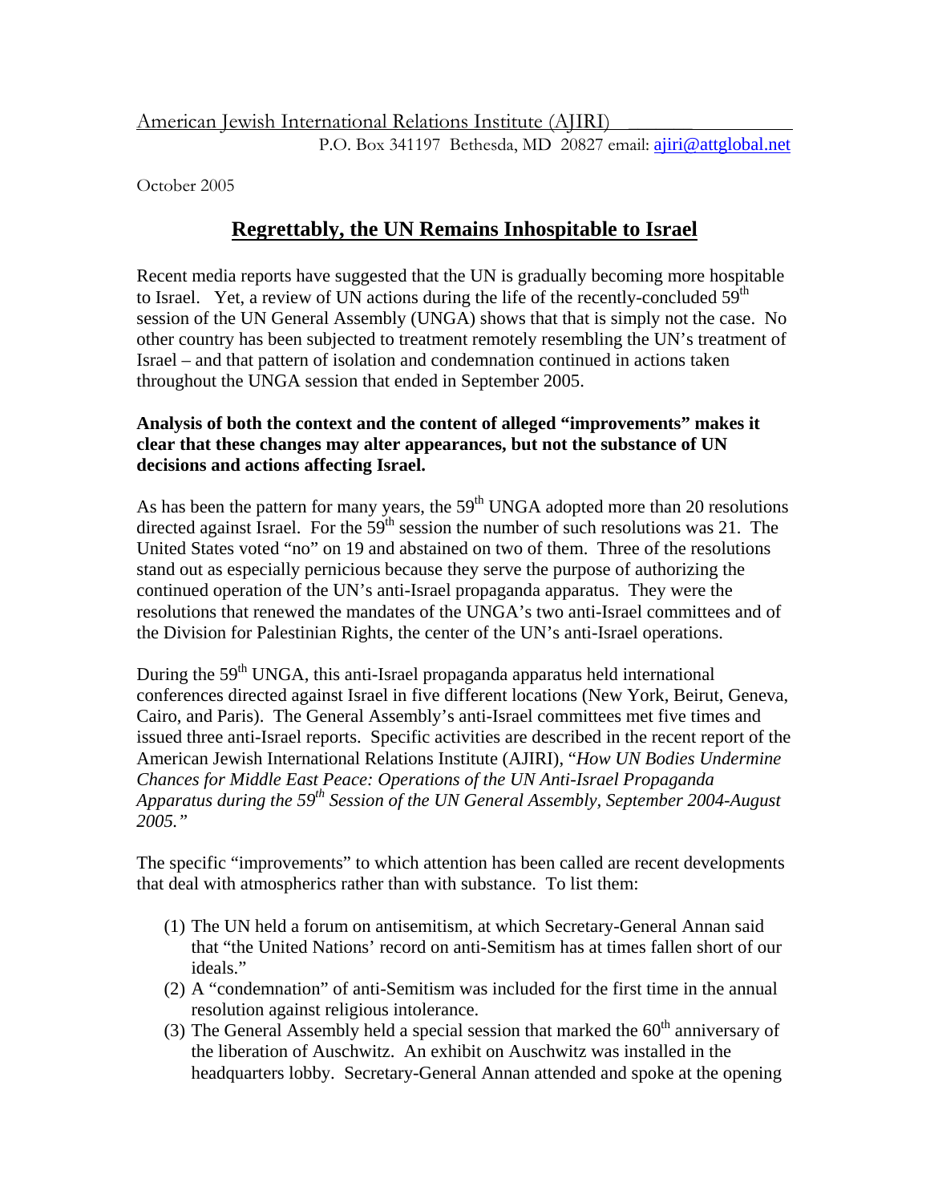American Jewish International Relations Institute (AJIRI)

P.O. Box 341197 Bethesda, MD 20827 email: ajiri@attglobal.net

October 2005

# Regrettably, the UN Remains Inhospitable to Israel

Recent media reports have suggested that the UN is gradually becoming more hospitable to Israel. Yet, a review of UN actions during the life of the recently-concluded 59th session of the UN General Assembly (UNGA) shows that that is simply not the case. No other country has been subjected to treatment remotely resembling the UN's treatment of Israel – and that pattern of isolation and condemnation continued in actions taken throughout the UNGA session that ended in September 2005.

**Analysis of both the context and the content of alleged "improvements" makes it clear that these changes may alter appearances, but not the substance of UN decisions and actions affecting Israel.**

As has been the pattern for many years, the 59th UNGA adopted more than 20 resolutions directed against Israel. For the 59th session the number of such resolutions was 21. The United States voted "no" on 19 and abstained on two of them. Three of the resolutions stand out as especially pernicious because they serve the purpose of authorizing the continued operation of the UN's anti-Israel propaganda apparatus. They were the resolutions that renewed the mandates of the UNGA's two anti-Israel committees and of the Division for Palestinian Rights, the center of the UN's anti-Israel operations.

During the 59th UNGA, this anti-Israel propaganda apparatus held international conferences directed against Israel in five different locations (New York, Beirut, Geneva, Cairo, and Paris). The General Assembly's anti-Israel committees met five times and issued three anti-Israel reports. Specific activities are described in the recent report of the American Jewish International Relations Institute (AJIRI), "*How UN Bodies Undermine Chances for Middle East Peace: Operations of the UN Anti-Israel Propaganda Apparatus during the 59th Session of the UN General Assembly, September 2004-August 2005.*"

The specific "improvements" to which attention has been called are recent developments that deal with atmospherics rather than with substance. To list them:

(1) The UN held a forum on antisemitism, at which Secretary-General Annan said that "the United Nations' record on anti-Semitism has at times fallen short of our ideals."
(2) A "condemnation" of anti-Semitism was included for the first time in the annual resolution against religious intolerance.
(3) The General Assembly held a special session that marked the 60th anniversary of the liberation of Auschwitz. An exhibit on Auschwitz was installed in the headquarters lobby. Secretary-General Annan attended and spoke at the opening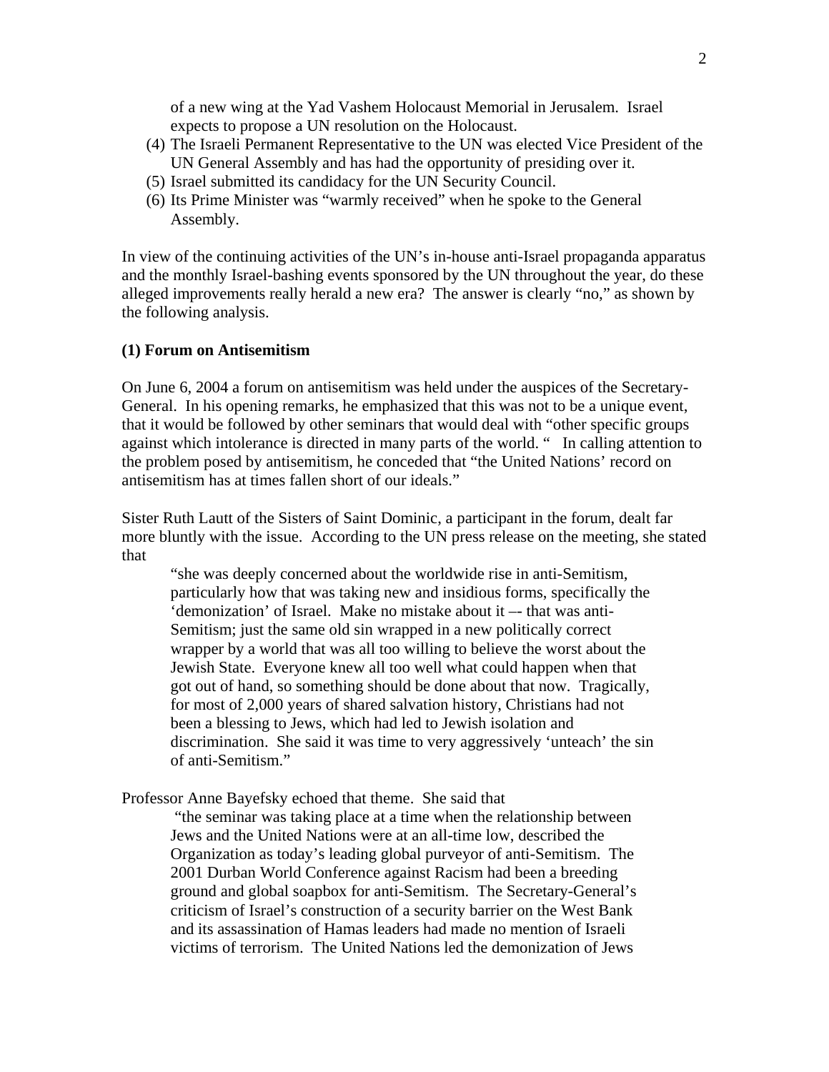of a new wing at the Yad Vashem Holocaust Memorial in Jerusalem. Israel expects to propose a UN resolution on the Holocaust.

(4) The Israeli Permanent Representative to the UN was elected Vice President of the UN General Assembly and has had the opportunity of presiding over it.
(5) Israel submitted its candidacy for the UN Security Council.
(6) Its Prime Minister was "warmly received" when he spoke to the General Assembly.

In view of the continuing activities of the UN's in-house anti-Israel propaganda apparatus and the monthly Israel-bashing events sponsored by the UN throughout the year, do these alleged improvements really herald a new era? The answer is clearly "no," as shown by the following analysis.

**(1) Forum on Antisemitism**

On June 6, 2004 a forum on antisemitism was held under the auspices of the Secretary-General. In his opening remarks, he emphasized that this was not to be a unique event, that it would be followed by other seminars that would deal with "other specific groups against which intolerance is directed in many parts of the world. " In calling attention to the problem posed by antisemitism, he conceded that "the United Nations' record on antisemitism has at times fallen short of our ideals."

Sister Ruth Lautt of the Sisters of Saint Dominic, a participant in the forum, dealt far more bluntly with the issue. According to the UN press release on the meeting, she stated that

> "she was deeply concerned about the worldwide rise in anti-Semitism, particularly how that was taking new and insidious forms, specifically the 'demonization' of Israel. Make no mistake about it –- that was anti-Semitism; just the same old sin wrapped in a new politically correct wrapper by a world that was all too willing to believe the worst about the Jewish State. Everyone knew all too well what could happen when that got out of hand, so something should be done about that now. Tragically, for most of 2,000 years of shared salvation history, Christians had not been a blessing to Jews, which had led to Jewish isolation and discrimination. She said it was time to very aggressively 'unteach' the sin of anti-Semitism."

Professor Anne Bayefsky echoed that theme. She said that

> "the seminar was taking place at a time when the relationship between Jews and the United Nations were at an all-time low, described the Organization as today's leading global purveyor of anti-Semitism. The 2001 Durban World Conference against Racism had been a breeding ground and global soapbox for anti-Semitism. The Secretary-General's criticism of Israel's construction of a security barrier on the West Bank and its assassination of Hamas leaders had made no mention of Israeli victims of terrorism. The United Nations led the demonization of Jews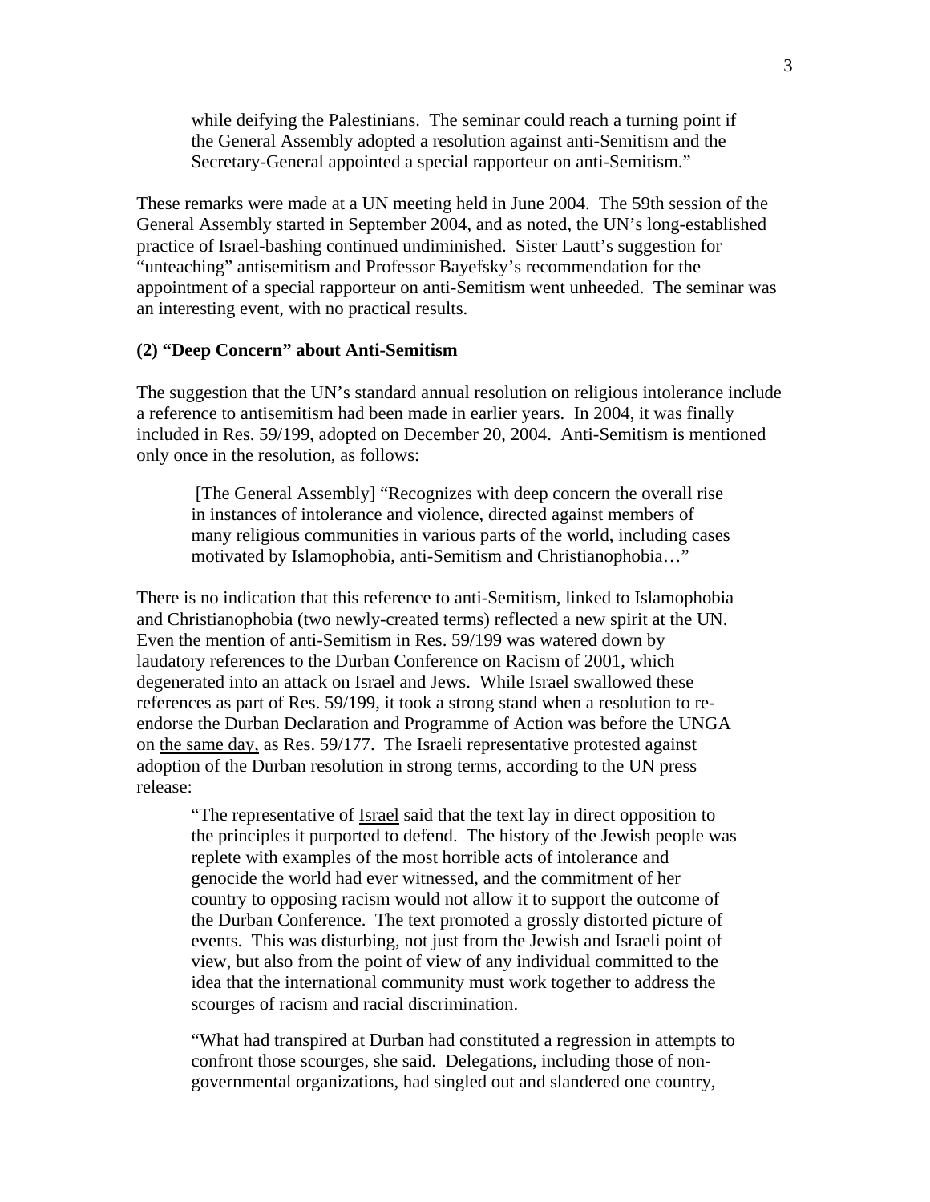> while deifying the Palestinians. The seminar could reach a turning point if the General Assembly adopted a resolution against anti-Semitism and the Secretary-General appointed a special rapporteur on anti-Semitism."

These remarks were made at a UN meeting held in June 2004. The 59th session of the General Assembly started in September 2004, and as noted, the UN's long-established practice of Israel-bashing continued undiminished. Sister Lautt's suggestion for "unteaching" antisemitism and Professor Bayefsky's recommendation for the appointment of a special rapporteur on anti-Semitism went unheeded. The seminar was an interesting event, with no practical results.

**(2) "Deep Concern" about Anti-Semitism**

The suggestion that the UN's standard annual resolution on religious intolerance include a reference to antisemitism had been made in earlier years. In 2004, it was finally included in Res. 59/199, adopted on December 20, 2004. Anti-Semitism is mentioned only once in the resolution, as follows:

> [The General Assembly] "Recognizes with deep concern the overall rise in instances of intolerance and violence, directed against members of many religious communities in various parts of the world, including cases motivated by Islamophobia, anti-Semitism and Christianophobia…"

There is no indication that this reference to anti-Semitism, linked to Islamophobia and Christianophobia (two newly-created terms) reflected a new spirit at the UN. Even the mention of anti-Semitism in Res. 59/199 was watered down by laudatory references to the Durban Conference on Racism of 2001, which degenerated into an attack on Israel and Jews. While Israel swallowed these references as part of Res. 59/199, it took a strong stand when a resolution to re-endorse the Durban Declaration and Programme of Action was before the UNGA on <u>the same day,</u> as Res. 59/177. The Israeli representative protested against adoption of the Durban resolution in strong terms, according to the UN press release:

> "The representative of <u>Israel</u> said that the text lay in direct opposition to the principles it purported to defend. The history of the Jewish people was replete with examples of the most horrible acts of intolerance and genocide the world had ever witnessed, and the commitment of her country to opposing racism would not allow it to support the outcome of the Durban Conference. The text promoted a grossly distorted picture of events. This was disturbing, not just from the Jewish and Israeli point of view, but also from the point of view of any individual committed to the idea that the international community must work together to address the scourges of racism and racial discrimination.
>
> "What had transpired at Durban had constituted a regression in attempts to confront those scourges, she said. Delegations, including those of non-governmental organizations, had singled out and slandered one country,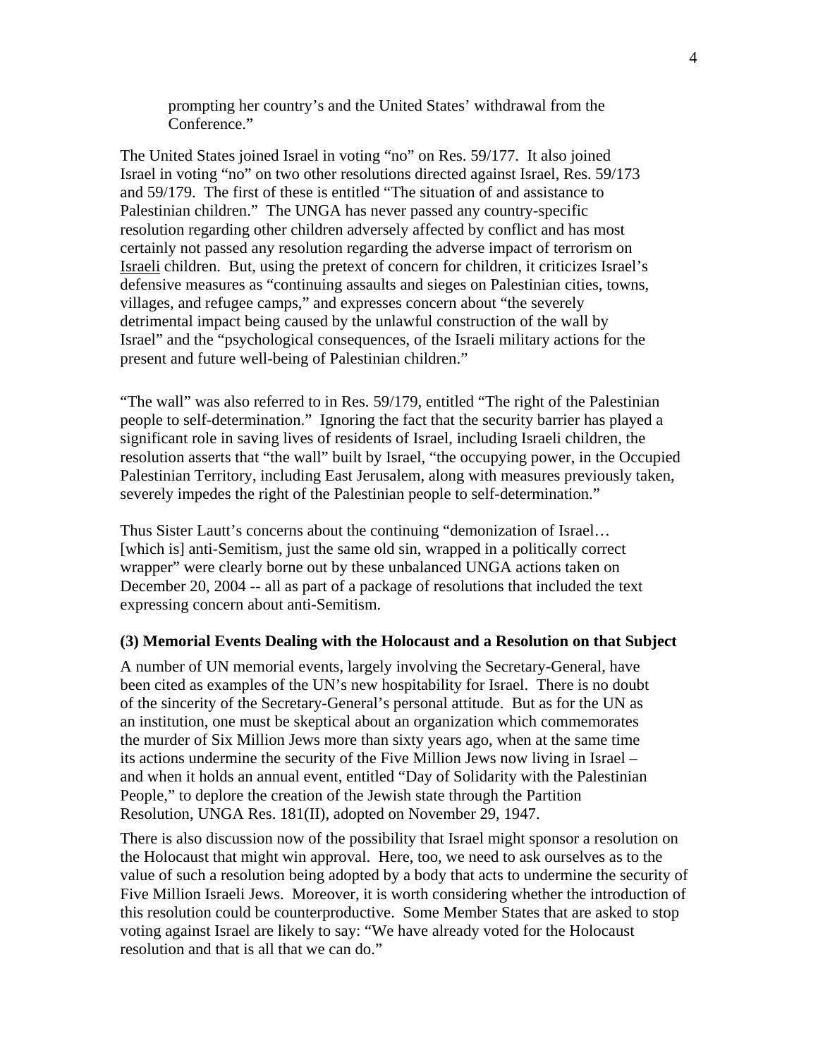prompting her country's and the United States' withdrawal from the Conference."

The United States joined Israel in voting "no" on Res. 59/177. It also joined Israel in voting "no" on two other resolutions directed against Israel, Res. 59/173 and 59/179. The first of these is entitled "The situation of and assistance to Palestinian children." The UNGA has never passed any country-specific resolution regarding other children adversely affected by conflict and has most certainly not passed any resolution regarding the adverse impact of terrorism on Israeli children. But, using the pretext of concern for children, it criticizes Israel's defensive measures as "continuing assaults and sieges on Palestinian cities, towns, villages, and refugee camps," and expresses concern about "the severely detrimental impact being caused by the unlawful construction of the wall by Israel" and the "psychological consequences, of the Israeli military actions for the present and future well-being of Palestinian children."

"The wall" was also referred to in Res. 59/179, entitled "The right of the Palestinian people to self-determination." Ignoring the fact that the security barrier has played a significant role in saving lives of residents of Israel, including Israeli children, the resolution asserts that "the wall" built by Israel, "the occupying power, in the Occupied Palestinian Territory, including East Jerusalem, along with measures previously taken, severely impedes the right of the Palestinian people to self-determination."

Thus Sister Lautt's concerns about the continuing "demonization of Israel… [which is] anti-Semitism, just the same old sin, wrapped in a politically correct wrapper" were clearly borne out by these unbalanced UNGA actions taken on December 20, 2004 -- all as part of a package of resolutions that included the text expressing concern about anti-Semitism.

**(3) Memorial Events Dealing with the Holocaust and a Resolution on that Subject**

A number of UN memorial events, largely involving the Secretary-General, have been cited as examples of the UN's new hospitability for Israel. There is no doubt of the sincerity of the Secretary-General's personal attitude. But as for the UN as an institution, one must be skeptical about an organization which commemorates the murder of Six Million Jews more than sixty years ago, when at the same time its actions undermine the security of the Five Million Jews now living in Israel – and when it holds an annual event, entitled "Day of Solidarity with the Palestinian People," to deplore the creation of the Jewish state through the Partition Resolution, UNGA Res. 181(II), adopted on November 29, 1947.

There is also discussion now of the possibility that Israel might sponsor a resolution on the Holocaust that might win approval. Here, too, we need to ask ourselves as to the value of such a resolution being adopted by a body that acts to undermine the security of Five Million Israeli Jews. Moreover, it is worth considering whether the introduction of this resolution could be counterproductive. Some Member States that are asked to stop voting against Israel are likely to say: "We have already voted for the Holocaust resolution and that is all that we can do."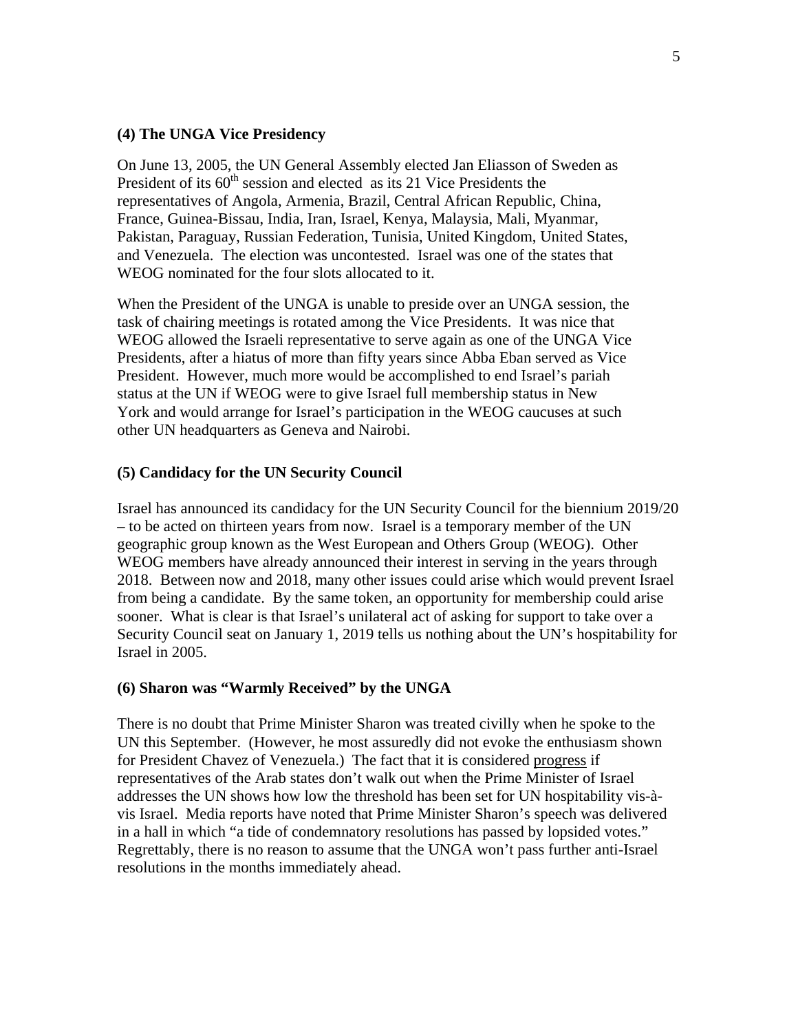**(4) The UNGA Vice Presidency**

On June 13, 2005, the UN General Assembly elected Jan Eliasson of Sweden as President of its 60th session and elected as its 21 Vice Presidents the representatives of Angola, Armenia, Brazil, Central African Republic, China, France, Guinea-Bissau, India, Iran, Israel, Kenya, Malaysia, Mali, Myanmar, Pakistan, Paraguay, Russian Federation, Tunisia, United Kingdom, United States, and Venezuela. The election was uncontested. Israel was one of the states that WEOG nominated for the four slots allocated to it.

When the President of the UNGA is unable to preside over an UNGA session, the task of chairing meetings is rotated among the Vice Presidents. It was nice that WEOG allowed the Israeli representative to serve again as one of the UNGA Vice Presidents, after a hiatus of more than fifty years since Abba Eban served as Vice President. However, much more would be accomplished to end Israel's pariah status at the UN if WEOG were to give Israel full membership status in New York and would arrange for Israel's participation in the WEOG caucuses at such other UN headquarters as Geneva and Nairobi.

**(5) Candidacy for the UN Security Council**

Israel has announced its candidacy for the UN Security Council for the biennium 2019/20 – to be acted on thirteen years from now. Israel is a temporary member of the UN geographic group known as the West European and Others Group (WEOG). Other WEOG members have already announced their interest in serving in the years through 2018. Between now and 2018, many other issues could arise which would prevent Israel from being a candidate. By the same token, an opportunity for membership could arise sooner. What is clear is that Israel's unilateral act of asking for support to take over a Security Council seat on January 1, 2019 tells us nothing about the UN's hospitability for Israel in 2005.

**(6) Sharon was "Warmly Received" by the UNGA**

There is no doubt that Prime Minister Sharon was treated civilly when he spoke to the UN this September. (However, he most assuredly did not evoke the enthusiasm shown for President Chavez of Venezuela.) The fact that it is considered progress if representatives of the Arab states don't walk out when the Prime Minister of Israel addresses the UN shows how low the threshold has been set for UN hospitability vis-à-vis Israel. Media reports have noted that Prime Minister Sharon's speech was delivered in a hall in which "a tide of condemnatory resolutions has passed by lopsided votes." Regrettably, there is no reason to assume that the UNGA won't pass further anti-Israel resolutions in the months immediately ahead.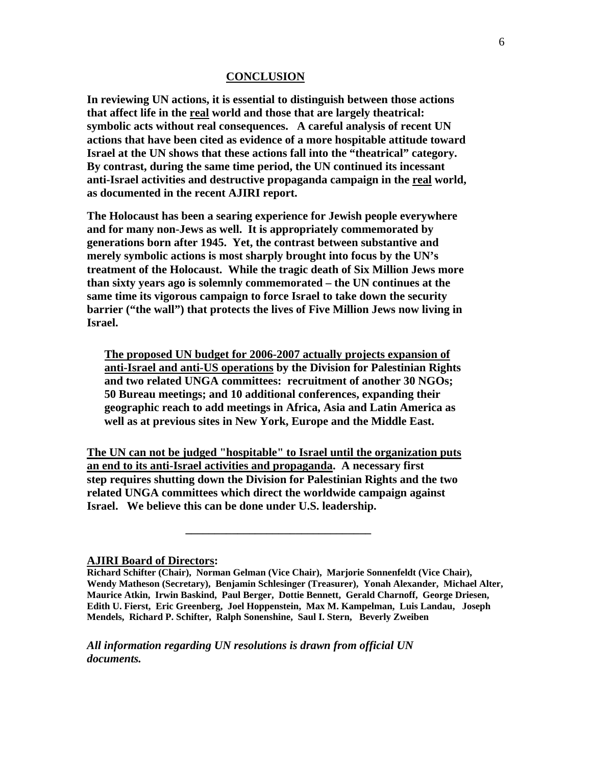## CONCLUSION

**In reviewing UN actions, it is essential to distinguish between those actions that affect life in the <u>real</u> world and those that are largely theatrical: symbolic acts without real consequences. A careful analysis of recent UN actions that have been cited as evidence of a more hospitable attitude toward Israel at the UN shows that these actions fall into the "theatrical" category. By contrast, during the same time period, the UN continued its incessant anti-Israel activities and destructive propaganda campaign in the <u>real</u> world, as documented in the recent AJIRI report.**

**The Holocaust has been a searing experience for Jewish people everywhere and for many non-Jews as well. It is appropriately commemorated by generations born after 1945. Yet, the contrast between substantive and merely symbolic actions is most sharply brought into focus by the UN's treatment of the Holocaust. While the tragic death of Six Million Jews more than sixty years ago is solemnly commemorated – the UN continues at the same time its vigorous campaign to force Israel to take down the security barrier ("the wall") that protects the lives of Five Million Jews now living in Israel.**

> **<u>The proposed UN budget for 2006-2007 actually projects expansion of anti-Israel and anti-US operations</u> by the Division for Palestinian Rights and two related UNGA committees: recruitment of another 30 NGOs; 50 Bureau meetings; and 10 additional conferences, expanding their geographic reach to add meetings in Africa, Asia and Latin America as well as at previous sites in New York, Europe and the Middle East.**

**<u>The UN can not be judged "hospitable" to Israel until the organization puts an end to its anti-Israel activities and propaganda</u>. A necessary first step requires shutting down the Division for Palestinian Rights and the two related UNGA committees which direct the worldwide campaign against Israel. We believe this can be done under U.S. leadership.**

---

**<u>AJIRI Board of Directors</u>:**

**Richard Schifter (Chair), Norman Gelman (Vice Chair), Marjorie Sonnenfeldt (Vice Chair), Wendy Matheson (Secretary), Benjamin Schlesinger (Treasurer), Yonah Alexander, Michael Alter, Maurice Atkin, Irwin Baskind, Paul Berger, Dottie Bennett, Gerald Charnoff, George Driesen, Edith U. Fierst, Eric Greenberg, Joel Hoppenstein, Max M. Kampelman, Luis Landau, Joseph Mendels, Richard P. Schifter, Ralph Sonenshine, Saul I. Stern, Beverly Zweiben**

***All information regarding UN resolutions is drawn from official UN documents.***